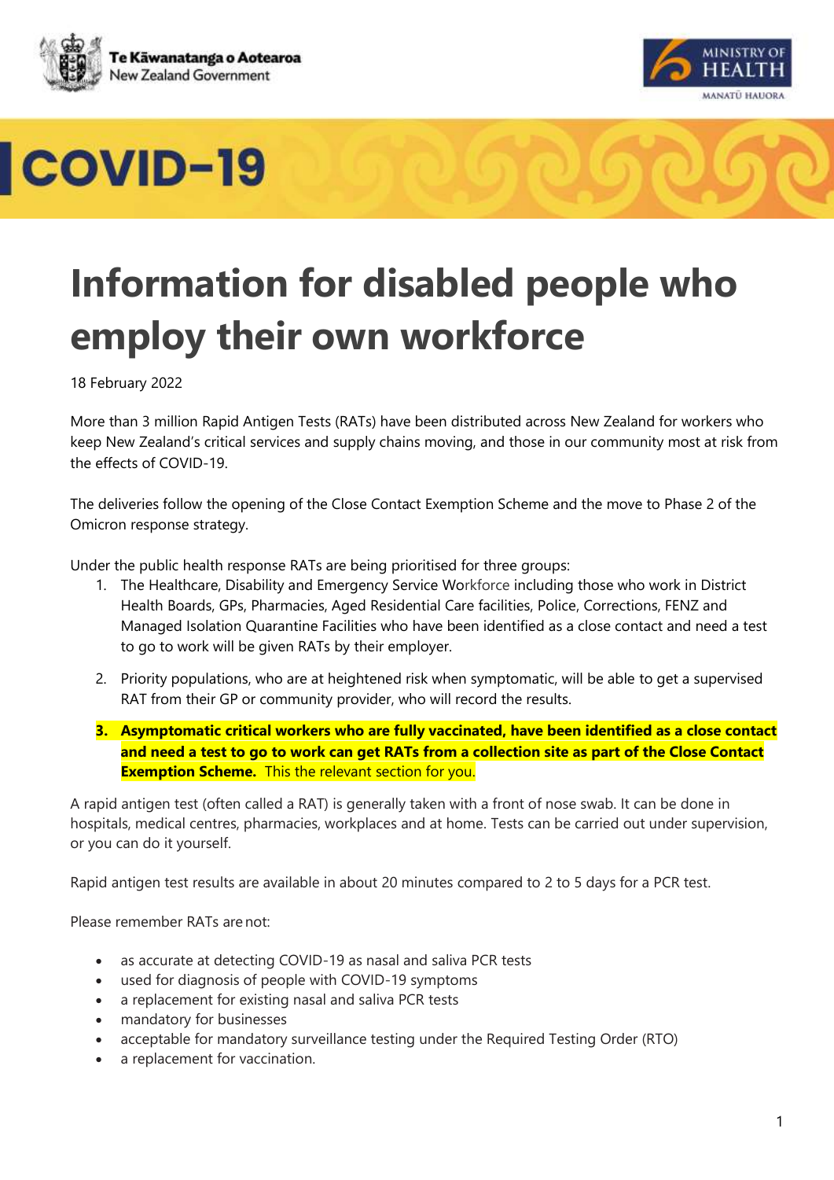Te Kāwanatanga o Aotearoa
New Zealand Government

MINISTRY OF HEALTH
MANATŪ HAUORA

# COVID-19

# Information for disabled people who employ their own workforce

18 February 2022

More than 3 million Rapid Antigen Tests (RATs) have been distributed across New Zealand for workers who keep New Zealand's critical services and supply chains moving, and those in our community most at risk from the effects of COVID-19.

The deliveries follow the opening of the Close Contact Exemption Scheme and the move to Phase 2 of the Omicron response strategy.

Under the public health response RATs are being prioritised for three groups:

1. The Healthcare, Disability and Emergency Service Workforce including those who work in District Health Boards, GPs, Pharmacies, Aged Residential Care facilities, Police, Corrections, FENZ and Managed Isolation Quarantine Facilities who have been identified as a close contact and need a test to go to work will be given RATs by their employer.
2. Priority populations, who are at heightened risk when symptomatic, will be able to get a supervised RAT from their GP or community provider, who will record the results.
3. **Asymptomatic critical workers who are fully vaccinated, have been identified as a close contact and need a test to go to work can get RATs from a collection site as part of the Close Contact Exemption Scheme.** This the relevant section for you.

A rapid antigen test (often called a RAT) is generally taken with a front of nose swab. It can be done in hospitals, medical centres, pharmacies, workplaces and at home. Tests can be carried out under supervision, or you can do it yourself.

Rapid antigen test results are available in about 20 minutes compared to 2 to 5 days for a PCR test.

Please remember RATs are not:

- as accurate at detecting COVID-19 as nasal and saliva PCR tests
- used for diagnosis of people with COVID-19 symptoms
- a replacement for existing nasal and saliva PCR tests
- mandatory for businesses
- acceptable for mandatory surveillance testing under the Required Testing Order (RTO)
- a replacement for vaccination.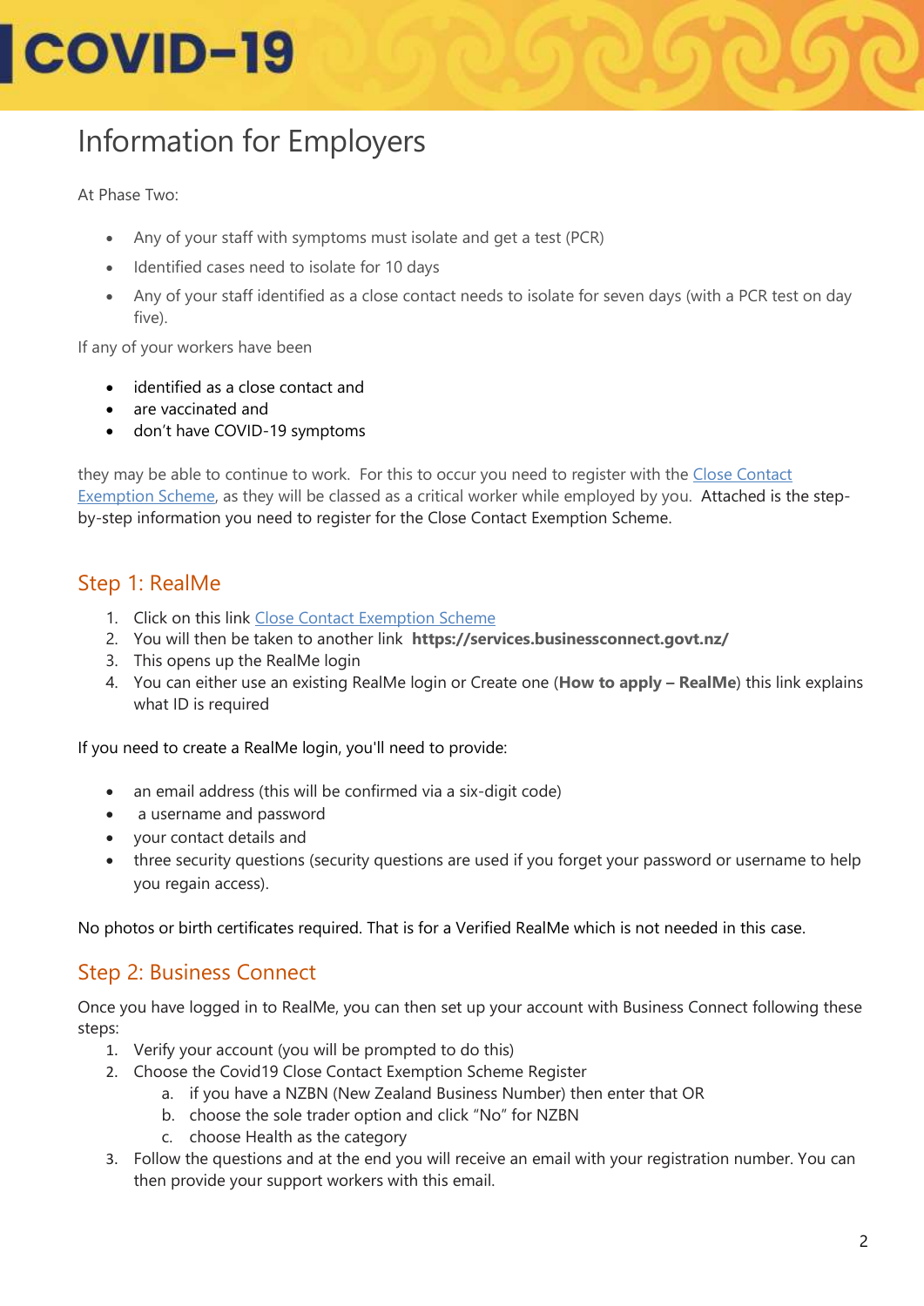# COVID-19

## Information for Employers

At Phase Two:

- Any of your staff with symptoms must isolate and get a test (PCR)
- Identified cases need to isolate for 10 days
- Any of your staff identified as a close contact needs to isolate for seven days (with a PCR test on day five).

If any of your workers have been

- identified as a close contact and
- are vaccinated and
- don't have COVID-19 symptoms

they may be able to continue to work. For this to occur you need to register with the Close Contact Exemption Scheme, as they will be classed as a critical worker while employed by you. Attached is the step-by-step information you need to register for the Close Contact Exemption Scheme.

### Step 1: RealMe

1. Click on this link Close Contact Exemption Scheme
2. You will then be taken to another link **https://services.businessconnect.govt.nz/**
3. This opens up the RealMe login
4. You can either use an existing RealMe login or Create one (**How to apply – RealMe**) this link explains what ID is required

If you need to create a RealMe login, you'll need to provide:

- an email address (this will be confirmed via a six-digit code)
- a username and password
- your contact details and
- three security questions (security questions are used if you forget your password or username to help you regain access).

No photos or birth certificates required. That is for a Verified RealMe which is not needed in this case.

### Step 2: Business Connect

Once you have logged in to RealMe, you can then set up your account with Business Connect following these steps:

1. Verify your account (you will be prompted to do this)
2. Choose the Covid19 Close Contact Exemption Scheme Register
   a. if you have a NZBN (New Zealand Business Number) then enter that OR
   b. choose the sole trader option and click "No" for NZBN
   c. choose Health as the category
3. Follow the questions and at the end you will receive an email with your registration number. You can then provide your support workers with this email.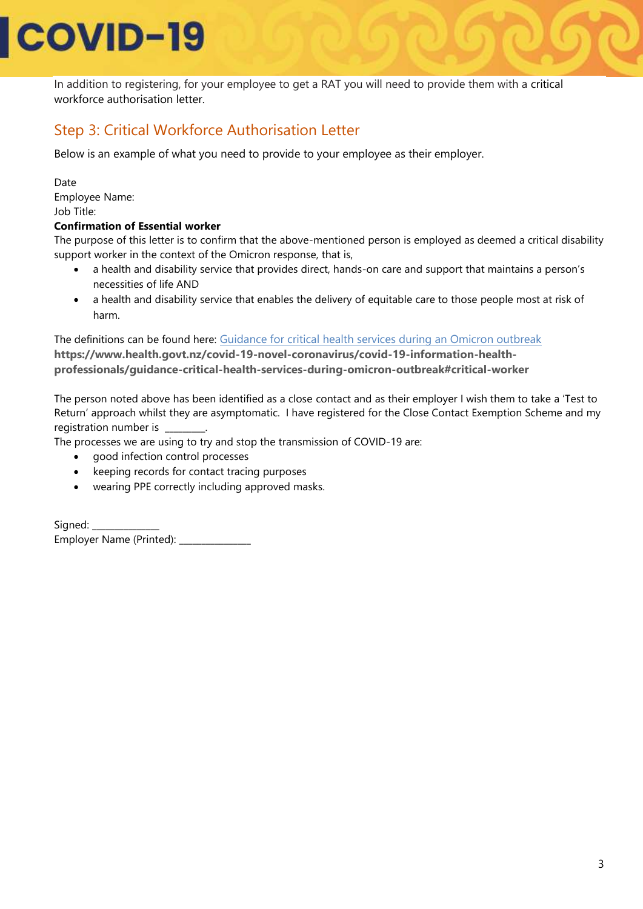In addition to registering, for your employee to get a RAT you will need to provide them with a critical workforce authorisation letter.

## Step 3: Critical Workforce Authorisation Letter

Below is an example of what you need to provide to your employee as their employer.

Date
Employee Name:
Job Title:
**Confirmation of Essential worker**
The purpose of this letter is to confirm that the above-mentioned person is employed as deemed a critical disability support worker in the context of the Omicron response, that is,

- a health and disability service that provides direct, hands-on care and support that maintains a person's necessities of life AND
- a health and disability service that enables the delivery of equitable care to those people most at risk of harm.

The definitions can be found here: [Guidance for critical health services during an Omicron outbreak](https://www.health.govt.nz/covid-19-novel-coronavirus/covid-19-information-health-professionals/guidance-critical-health-services-during-omicron-outbreak#critical-worker) **https://www.health.govt.nz/covid-19-novel-coronavirus/covid-19-information-health-professionals/guidance-critical-health-services-during-omicron-outbreak#critical-worker**

The person noted above has been identified as a close contact and as their employer I wish them to take a 'Test to Return' approach whilst they are asymptomatic. I have registered for the Close Contact Exemption Scheme and my registration number is ________.
The processes we are using to try and stop the transmission of COVID-19 are:

- good infection control processes
- keeping records for contact tracing purposes
- wearing PPE correctly including approved masks.

Signed: _____________
Employer Name (Printed): ______________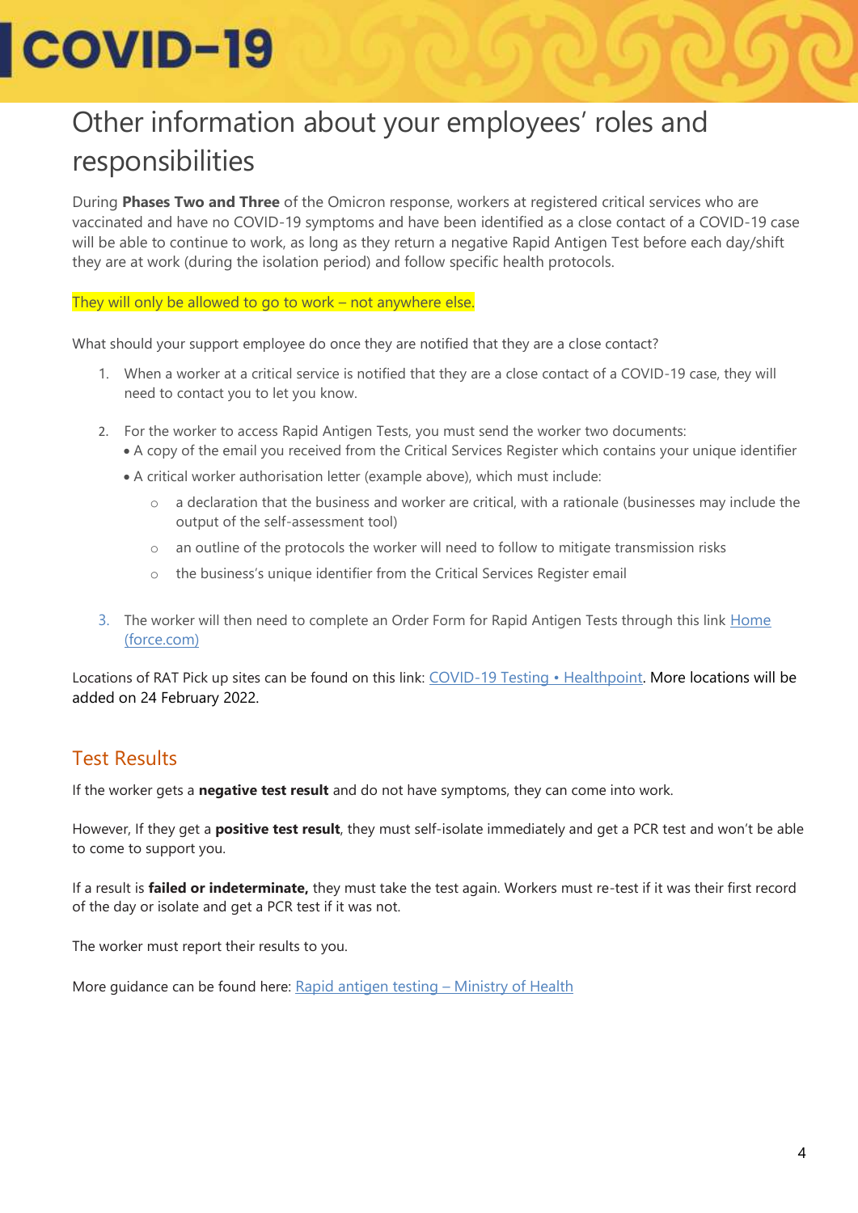# COVID-19

## Other information about your employees' roles and responsibilities

During **Phases Two and Three** of the Omicron response, workers at registered critical services who are vaccinated and have no COVID-19 symptoms and have been identified as a close contact of a COVID-19 case will be able to continue to work, as long as they return a negative Rapid Antigen Test before each day/shift they are at work (during the isolation period) and follow specific health protocols.

They will only be allowed to go to work – not anywhere else.

What should your support employee do once they are notified that they are a close contact?

1. When a worker at a critical service is notified that they are a close contact of a COVID-19 case, they will need to contact you to let you know.

2. For the worker to access Rapid Antigen Tests, you must send the worker two documents:
   - A copy of the email you received from the Critical Services Register which contains your unique identifier
   - A critical worker authorisation letter (example above), which must include:
     - a declaration that the business and worker are critical, with a rationale (businesses may include the output of the self-assessment tool)
     - an outline of the protocols the worker will need to follow to mitigate transmission risks
     - the business's unique identifier from the Critical Services Register email

3. The worker will then need to complete an Order Form for Rapid Antigen Tests through this link Home (force.com)

Locations of RAT Pick up sites can be found on this link: COVID-19 Testing • Healthpoint. More locations will be added on 24 February 2022.

### Test Results

If the worker gets a **negative test result** and do not have symptoms, they can come into work.

However, If they get a **positive test result**, they must self-isolate immediately and get a PCR test and won't be able to come to support you.

If a result is **failed or indeterminate,** they must take the test again. Workers must re-test if it was their first record of the day or isolate and get a PCR test if it was not.

The worker must report their results to you.

More guidance can be found here: Rapid antigen testing – Ministry of Health